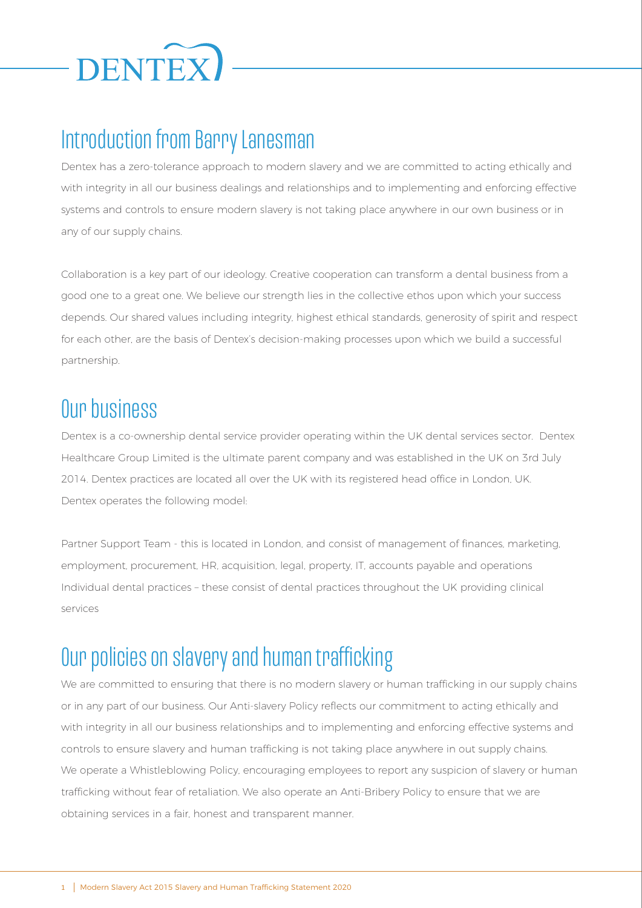DENTEX

## Introduction from Barry Lanesman

Dentex has a zero-tolerance approach to modern slavery and we are committed to acting ethically and with integrity in all our business dealings and relationships and to implementing and enforcing effective systems and controls to ensure modern slavery is not taking place anywhere in our own business or in any of our supply chains.

Collaboration is a key part of our ideology. Creative cooperation can transform a dental business from a good one to a great one. We believe our strength lies in the collective ethos upon which your success depends. Our shared values including integrity, highest ethical standards, generosity of spirit and respect for each other, are the basis of Dentex's decision-making processes upon which we build a successful partnership.

## Our business

Dentex is a co-ownership dental service provider operating within the UK dental services sector. Dentex Healthcare Group Limited is the ultimate parent company and was established in the UK on 3rd July 2014. Dentex practices are located all over the UK with its registered head office in London, UK. Dentex operates the following model:

Partner Support Team - this is located in London, and consist of management of finances, marketing, employment, procurement, HR, acquisition, legal, property, IT, accounts payable and operations
Individual dental practices – these consist of dental practices throughout the UK providing clinical services

## Our policies on slavery and human trafficking

We are committed to ensuring that there is no modern slavery or human trafficking in our supply chains or in any part of our business. Our Anti-slavery Policy reflects our commitment to acting ethically and with integrity in all our business relationships and to implementing and enforcing effective systems and controls to ensure slavery and human trafficking is not taking place anywhere in out supply chains. We operate a Whistleblowing Policy, encouraging employees to report any suspicion of slavery or human trafficking without fear of retaliation. We also operate an Anti-Bribery Policy to ensure that we are obtaining services in a fair, honest and transparent manner.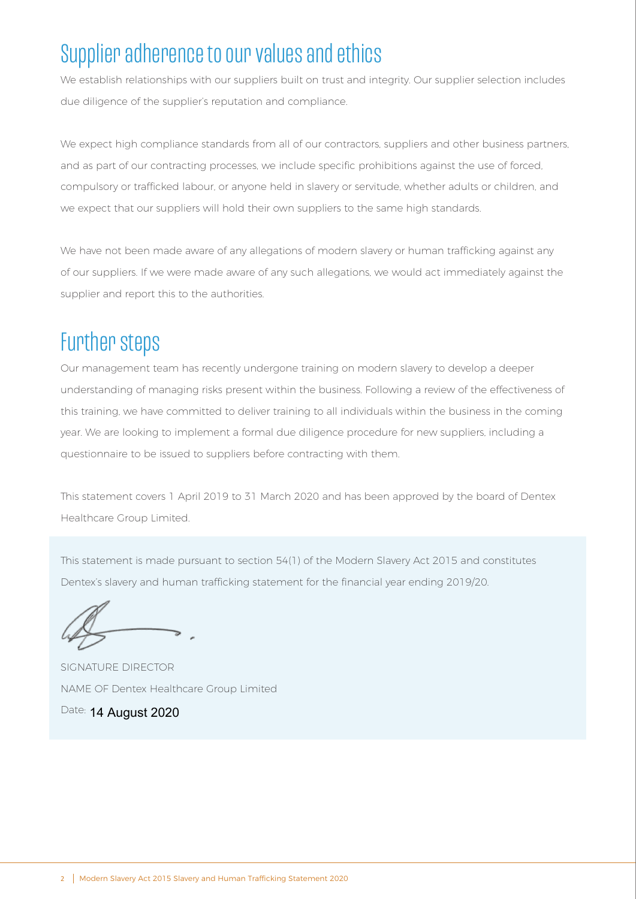## Supplier adherence to our values and ethics

We establish relationships with our suppliers built on trust and integrity. Our supplier selection includes due diligence of the supplier's reputation and compliance.

We expect high compliance standards from all of our contractors, suppliers and other business partners, and as part of our contracting processes, we include specific prohibitions against the use of forced, compulsory or trafficked labour, or anyone held in slavery or servitude, whether adults or children, and we expect that our suppliers will hold their own suppliers to the same high standards.

We have not been made aware of any allegations of modern slavery or human trafficking against any of our suppliers. If we were made aware of any such allegations, we would act immediately against the supplier and report this to the authorities.

## Further steps

Our management team has recently undergone training on modern slavery to develop a deeper understanding of managing risks present within the business. Following a review of the effectiveness of this training, we have committed to deliver training to all individuals within the business in the coming year. We are looking to implement a formal due diligence procedure for new suppliers, including a questionnaire to be issued to suppliers before contracting with them.

This statement covers 1 April 2019 to 31 March 2020 and has been approved by the board of Dentex Healthcare Group Limited.

This statement is made pursuant to section 54(1) of the Modern Slavery Act 2015 and constitutes Dentex's slavery and human trafficking statement for the financial year ending 2019/20.

SIGNATURE DIRECTOR

NAME OF Dentex Healthcare Group Limited

Date: 14 August 2020